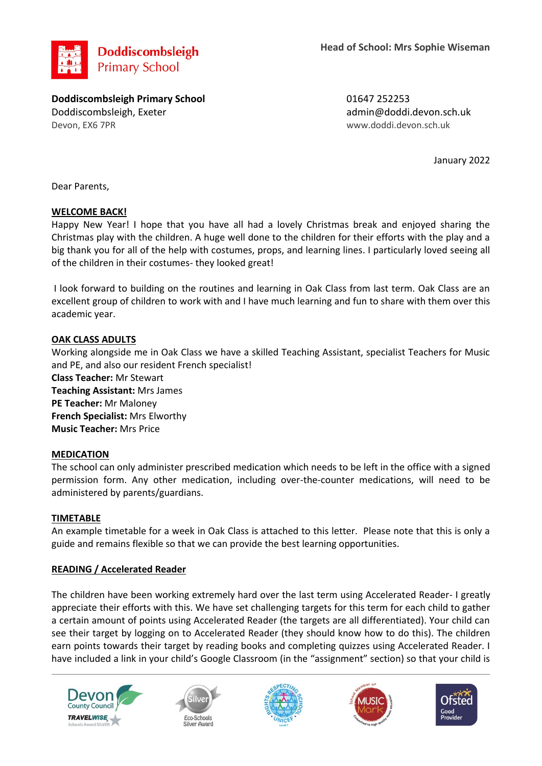**Doddiscombsleigh Primary School**

Head of School: Mrs Sophie Wiseman

**Doddiscombsleigh Primary School**
Doddiscombsleigh, Exeter
Devon, EX6 7PR

01647 252253
admin@doddi.devon.sch.uk
www.doddi.devon.sch.uk

January 2022

Dear Parents,

**WELCOME BACK!**

Happy New Year! I hope that you have all had a lovely Christmas break and enjoyed sharing the Christmas play with the children. A huge well done to the children for their efforts with the play and a big thank you for all of the help with costumes, props, and learning lines. I particularly loved seeing all of the children in their costumes- they looked great!

I look forward to building on the routines and learning in Oak Class from last term. Oak Class are an excellent group of children to work with and I have much learning and fun to share with them over this academic year.

**OAK CLASS ADULTS**

Working alongside me in Oak Class we have a skilled Teaching Assistant, specialist Teachers for Music and PE, and also our resident French specialist!

**Class Teacher:** Mr Stewart
**Teaching Assistant:** Mrs James
**PE Teacher:** Mr Maloney
**French Specialist:** Mrs Elworthy
**Music Teacher:** Mrs Price

**MEDICATION**

The school can only administer prescribed medication which needs to be left in the office with a signed permission form. Any other medication, including over-the-counter medications, will need to be administered by parents/guardians.

**TIMETABLE**

An example timetable for a week in Oak Class is attached to this letter. Please note that this is only a guide and remains flexible so that we can provide the best learning opportunities.

**READING / Accelerated Reader**

The children have been working extremely hard over the last term using Accelerated Reader- I greatly appreciate their efforts with this. We have set challenging targets for this term for each child to gather a certain amount of points using Accelerated Reader (the targets are all differentiated). Your child can see their target by logging on to Accelerated Reader (they should know how to do this). The children earn points towards their target by reading books and completing quizzes using Accelerated Reader. I have included a link in your child's Google Classroom (in the "assignment" section) so that your child is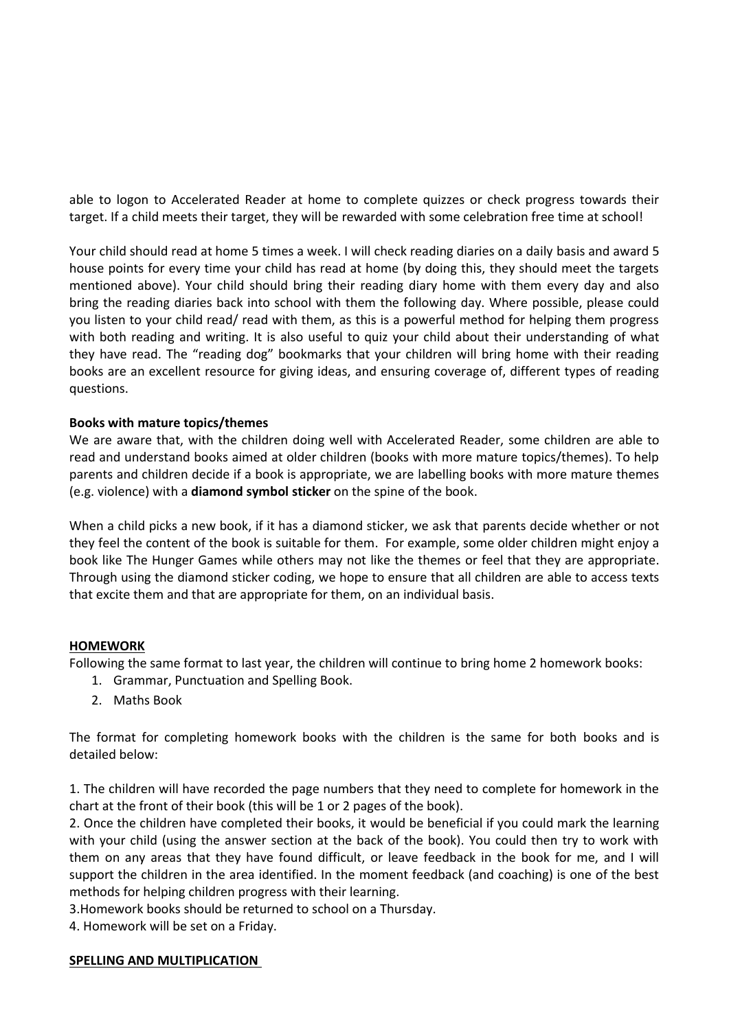able to logon to Accelerated Reader at home to complete quizzes or check progress towards their target. If a child meets their target, they will be rewarded with some celebration free time at school!

Your child should read at home 5 times a week. I will check reading diaries on a daily basis and award 5 house points for every time your child has read at home (by doing this, they should meet the targets mentioned above). Your child should bring their reading diary home with them every day and also bring the reading diaries back into school with them the following day. Where possible, please could you listen to your child read/ read with them, as this is a powerful method for helping them progress with both reading and writing. It is also useful to quiz your child about their understanding of what they have read. The "reading dog" bookmarks that your children will bring home with their reading books are an excellent resource for giving ideas, and ensuring coverage of, different types of reading questions.

**Books with mature topics/themes**

We are aware that, with the children doing well with Accelerated Reader, some children are able to read and understand books aimed at older children (books with more mature topics/themes). To help parents and children decide if a book is appropriate, we are labelling books with more mature themes (e.g. violence) with a **diamond symbol sticker** on the spine of the book.

When a child picks a new book, if it has a diamond sticker, we ask that parents decide whether or not they feel the content of the book is suitable for them. For example, some older children might enjoy a book like The Hunger Games while others may not like the themes or feel that they are appropriate. Through using the diamond sticker coding, we hope to ensure that all children are able to access texts that excite them and that are appropriate for them, on an individual basis.

**HOMEWORK**

Following the same format to last year, the children will continue to bring home 2 homework books:

1. Grammar, Punctuation and Spelling Book.
2. Maths Book

The format for completing homework books with the children is the same for both books and is detailed below:

1. The children will have recorded the page numbers that they need to complete for homework in the chart at the front of their book (this will be 1 or 2 pages of the book).
2. Once the children have completed their books, it would be beneficial if you could mark the learning with your child (using the answer section at the back of the book). You could then try to work with them on any areas that they have found difficult, or leave feedback in the book for me, and I will support the children in the area identified. In the moment feedback (and coaching) is one of the best methods for helping children progress with their learning.
3. Homework books should be returned to school on a Thursday.
4. Homework will be set on a Friday.

**SPELLING AND MULTIPLICATION**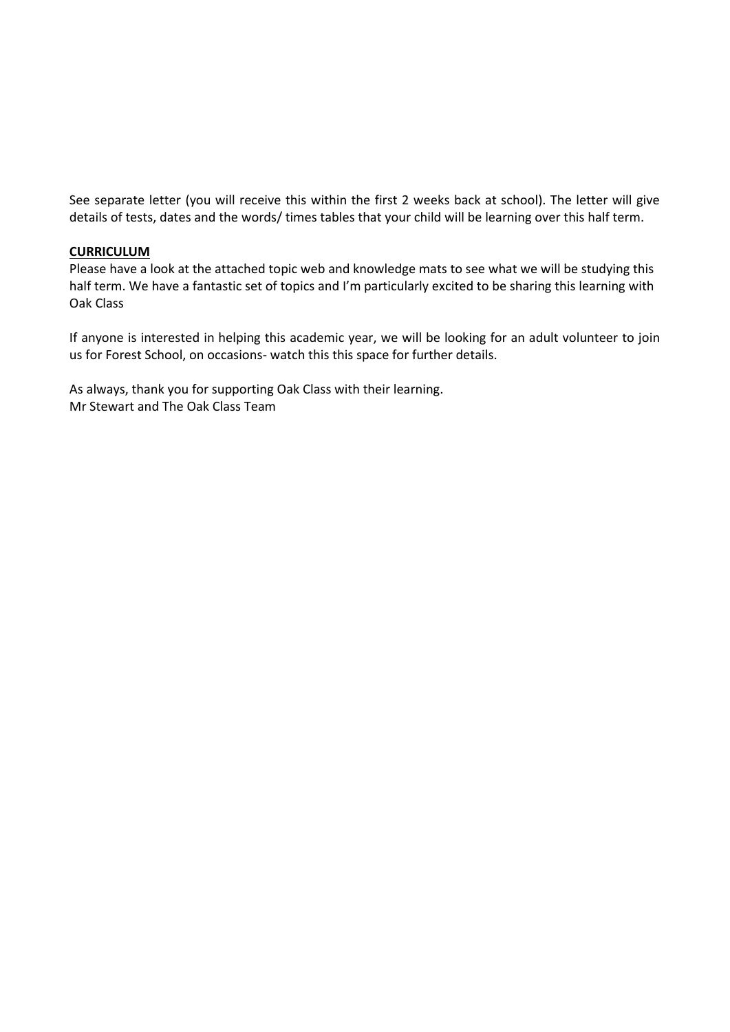See separate letter (you will receive this within the first 2 weeks back at school). The letter will give details of tests, dates and the words/ times tables that your child will be learning over this half term.

**CURRICULUM**

Please have a look at the attached topic web and knowledge mats to see what we will be studying this half term. We have a fantastic set of topics and I'm particularly excited to be sharing this learning with Oak Class

If anyone is interested in helping this academic year, we will be looking for an adult volunteer to join us for Forest School, on occasions- watch this this space for further details.

As always, thank you for supporting Oak Class with their learning.
Mr Stewart and The Oak Class Team